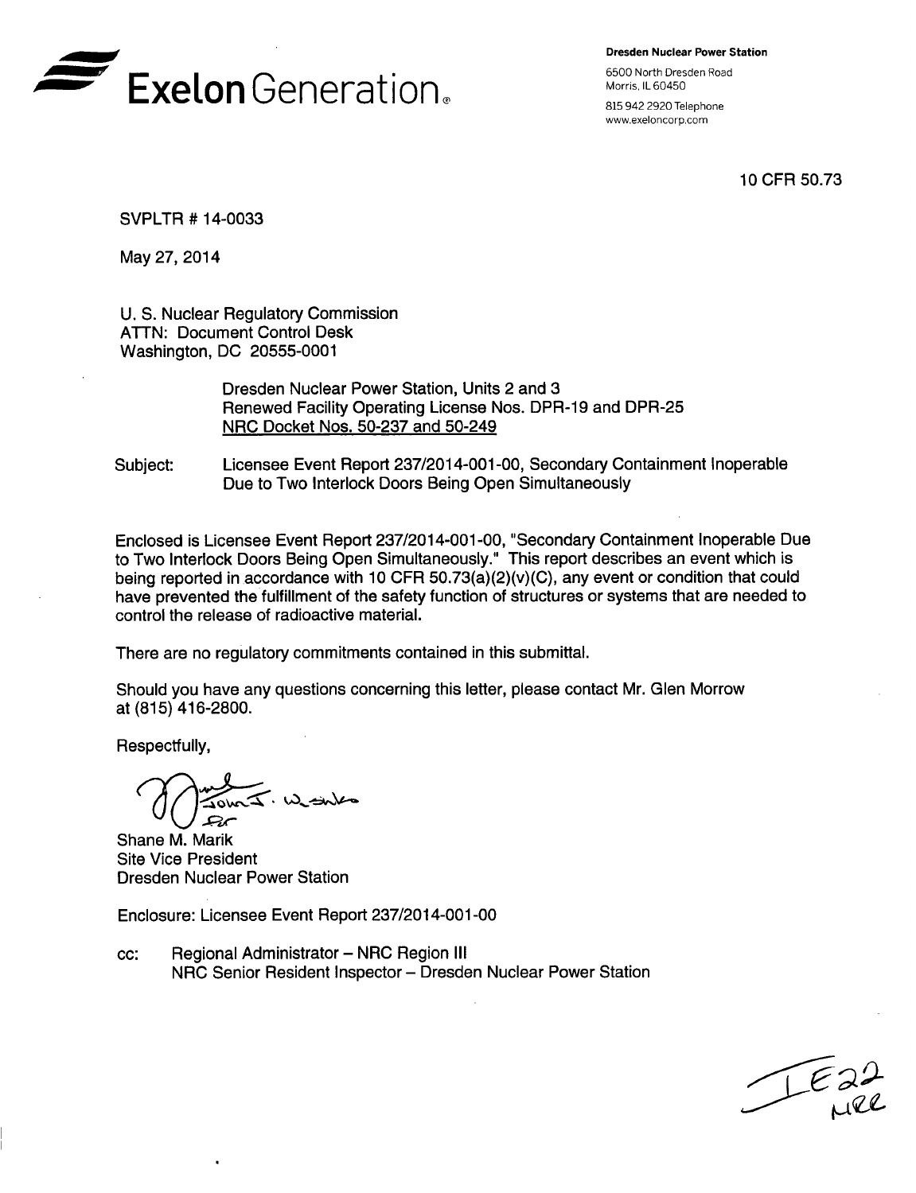**Exelon Generation.**

**Dresden Nuclear Power Station**

6500 North Dresden Road
Morris, IL 60450

815 942 2920 Telephone
www.exeloncorp.com

10 CFR 50.73

SVPLTR # 14-0033

May 27, 2014

U. S. Nuclear Regulatory Commission
ATTN: Document Control Desk
Washington, DC 20555-0001

Dresden Nuclear Power Station, Units 2 and 3
Renewed Facility Operating License Nos. DPR-19 and DPR-25
NRC Docket Nos. 50-237 and 50-249

Subject: Licensee Event Report 237/2014-001-00, Secondary Containment Inoperable Due to Two Interlock Doors Being Open Simultaneously

Enclosed is Licensee Event Report 237/2014-001-00, "Secondary Containment Inoperable Due to Two Interlock Doors Being Open Simultaneously." This report describes an event which is being reported in accordance with 10 CFR 50.73(a)(2)(v)(C), any event or condition that could have prevented the fulfillment of the safety function of structures or systems that are needed to control the release of radioactive material.

There are no regulatory commitments contained in this submittal.

Should you have any questions concerning this letter, please contact Mr. Glen Morrow at (815) 416-2800.

Respectfully,

John J. Washko for

Shane M. Marik
Site Vice President
Dresden Nuclear Power Station

Enclosure: Licensee Event Report 237/2014-001-00

cc: Regional Administrator – NRC Region III
NRC Senior Resident Inspector – Dresden Nuclear Power Station

IE22
NRR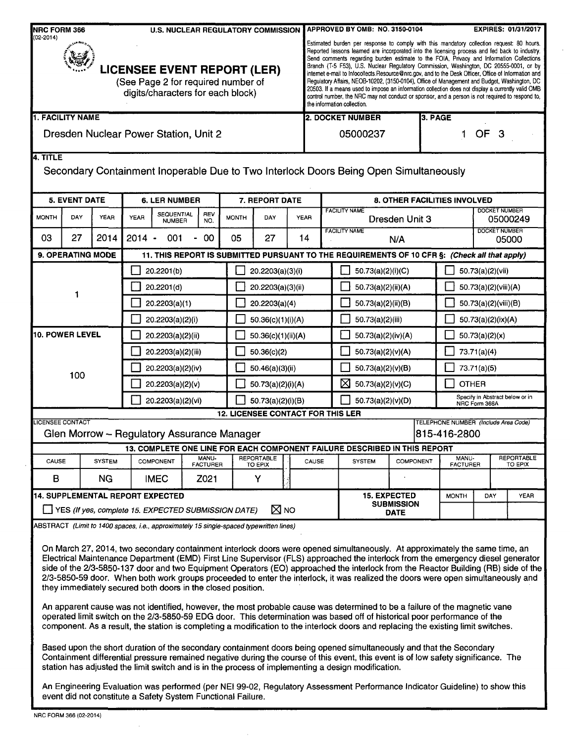NRC FORM 366 (02-2014) — U.S. NUCLEAR REGULATORY COMMISSION

APPROVED BY OMB: NO. 3150-0104 — EXPIRES: 01/31/2017

# LICENSEE EVENT REPORT (LER)

(See Page 2 for required number of digits/characters for each block)

Estimated burden per response to comply with this mandatory collection request: 80 hours. Reported lessons learned are incorporated into the licensing process and fed back to industry. Send comments regarding burden estimate to the FOIA, Privacy and Information Collections Branch (T-5 F53), U.S. Nuclear Regulatory Commission, Washington, DC 20555-0001, or by internet e-mail to Infocollects.Resource@nrc.gov, and to the Desk Officer, Office of Information and Regulatory Affairs, NEOB-10202, (3150-0104), Office of Management and Budget, Washington, DC 20503. If a means used to impose an information collection does not display a currently valid OMB control number, the NRC may not conduct or sponsor, and a person is not required to respond to, the information collection.

| 1. FACILITY NAME | 2. DOCKET NUMBER | 3. PAGE |
|---|---|---|
| Dresden Nuclear Power Station, Unit 2 | 05000237 | 1 OF 3 |

**4. TITLE**

Secondary Containment Inoperable Due to Two Interlock Doors Being Open Simultaneously

| 5. EVENT DATE | | | 6. LER NUMBER | | | 7. REPORT DATE | | | 8. OTHER FACILITIES INVOLVED | |
|---|---|---|---|---|---|---|---|---|---|---|
| MONTH | DAY | YEAR | YEAR | SEQUENTIAL NUMBER | REV NO. | MONTH | DAY | YEAR | FACILITY NAME | DOCKET NUMBER |
| 03 | 27 | 2014 | 2014 | 001 | 00 | 05 | 27 | 14 | Dresden Unit 3 | 05000249 |
| | | | | | | | | | N/A | 05000 |

**9. OPERATING MODE:** 1

**10. POWER LEVEL:** 100

**11. THIS REPORT IS SUBMITTED PURSUANT TO THE REQUIREMENTS OF 10 CFR §: (Check all that apply)**

| | | | |
|---|---|---|---|
| ☐ 20.2201(b) | ☐ 20.2203(a)(3)(i) | ☐ 50.73(a)(2)(i)(C) | ☐ 50.73(a)(2)(vii) |
| ☐ 20.2201(d) | ☐ 20.2203(a)(3)(ii) | ☐ 50.73(a)(2)(ii)(A) | ☐ 50.73(a)(2)(viii)(A) |
| ☐ 20.2203(a)(1) | ☐ 20.2203(a)(4) | ☐ 50.73(a)(2)(ii)(B) | ☐ 50.73(a)(2)(viii)(B) |
| ☐ 20.2203(a)(2)(i) | ☐ 50.36(c)(1)(i)(A) | ☐ 50.73(a)(2)(iii) | ☐ 50.73(a)(2)(ix)(A) |
| ☐ 20.2203(a)(2)(ii) | ☐ 50.36(c)(1)(ii)(A) | ☐ 50.73(a)(2)(iv)(A) | ☐ 50.73(a)(2)(x) |
| ☐ 20.2203(a)(2)(iii) | ☐ 50.36(c)(2) | ☐ 50.73(a)(2)(v)(A) | ☐ 73.71(a)(4) |
| ☐ 20.2203(a)(2)(iv) | ☐ 50.46(a)(3)(ii) | ☐ 50.73(a)(2)(v)(B) | ☐ 73.71(a)(5) |
| ☐ 20.2203(a)(2)(v) | ☐ 50.73(a)(2)(i)(A) | ☒ 50.73(a)(2)(v)(C) | ☐ OTHER |
| ☐ 20.2203(a)(2)(vi) | ☐ 50.73(a)(2)(i)(B) | ☐ 50.73(a)(2)(v)(D) | Specify in Abstract below or in NRC Form 366A |

**12. LICENSEE CONTACT FOR THIS LER**

| LICENSEE CONTACT | TELEPHONE NUMBER (Include Area Code) |
|---|---|
| Glen Morrow – Regulatory Assurance Manager | 815-416-2800 |

**13. COMPLETE ONE LINE FOR EACH COMPONENT FAILURE DESCRIBED IN THIS REPORT**

| CAUSE | SYSTEM | COMPONENT | MANU-FACTURER | REPORTABLE TO EPIX | CAUSE | SYSTEM | COMPONENT | MANU-FACTURER | REPORTABLE TO EPIX |
|---|---|---|---|---|---|---|---|---|---|
| B | NG | IMEC | Z021 | Y | | | | | |

**14. SUPPLEMENTAL REPORT EXPECTED**

☐ YES (If yes, complete 15. EXPECTED SUBMISSION DATE) ☒ NO

**15. EXPECTED SUBMISSION DATE:** MONTH / DAY / YEAR —

**ABSTRACT** (Limit to 1400 spaces, i.e., approximately 15 single-spaced typewritten lines)

On March 27, 2014, two secondary containment interlock doors were opened simultaneously. At approximately the same time, an Electrical Maintenance Department (EMD) First Line Supervisor (FLS) approached the interlock from the emergency diesel generator side of the 2/3-5850-137 door and two Equipment Operators (EO) approached the interlock from the Reactor Building (RB) side of the 2/3-5850-59 door. When both work groups proceeded to enter the interlock, it was realized the doors were open simultaneously and they immediately secured both doors in the closed position.

An apparent cause was not identified, however, the most probable cause was determined to be a failure of the magnetic vane operated limit switch on the 2/3-5850-59 EDG door. This determination was based off of historical poor performance of the component. As a result, the station is completing a modification to the interlock doors and replacing the existing limit switches.

Based upon the short duration of the secondary containment doors being opened simultaneously and that the Secondary Containment differential pressure remained negative during the course of this event, this event is of low safety significance. The station has adjusted the limit switch and is in the process of implementing a design modification.

An Engineering Evaluation was performed (per NEI 99-02, Regulatory Assessment Performance Indicator Guideline) to show this event did not constitute a Safety System Functional Failure.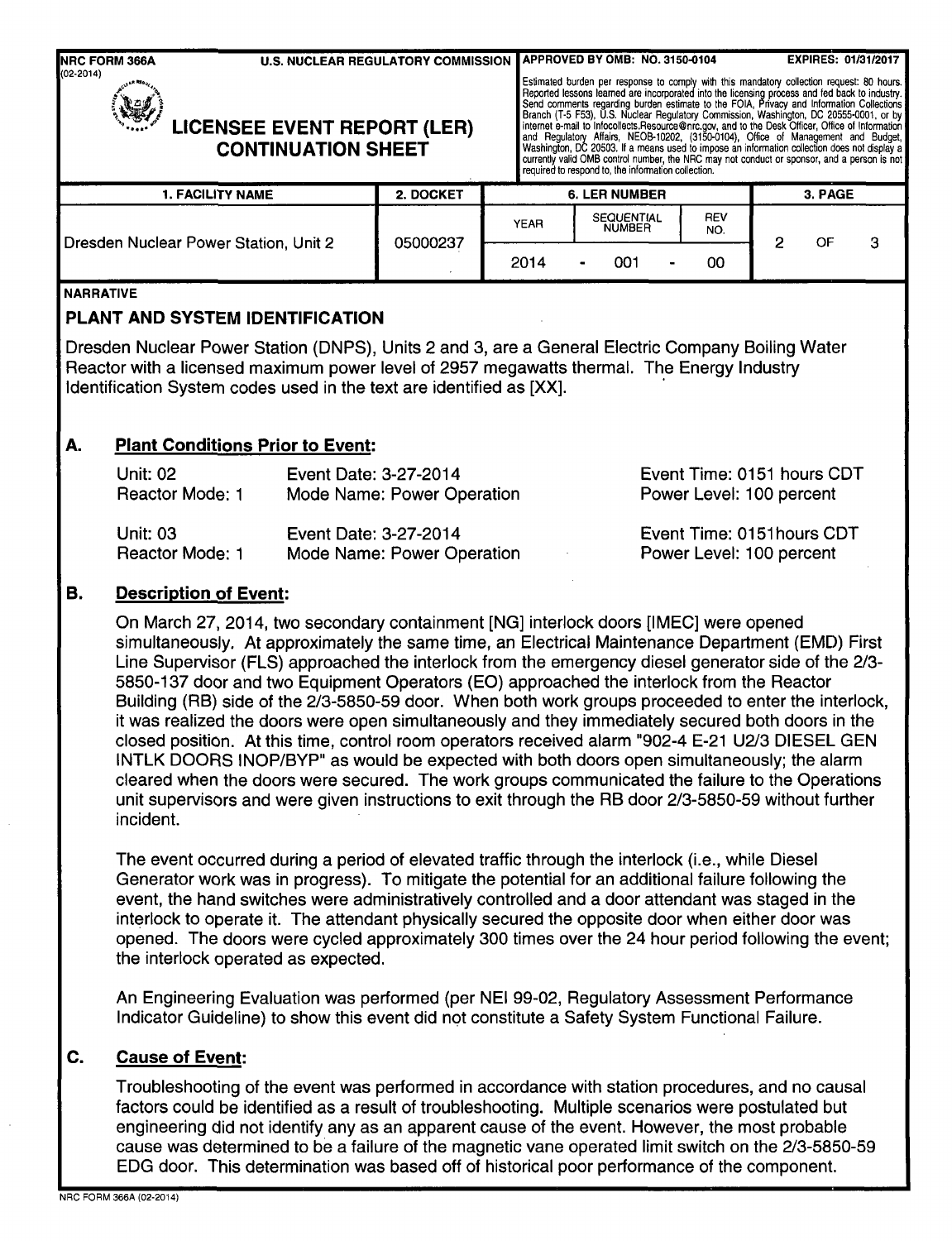NRC FORM 366A (02-2014)

U.S. NUCLEAR REGULATORY COMMISSION

APPROVED BY OMB: NO. 3150-0104 EXPIRES: 01/31/2017

# LICENSEE EVENT REPORT (LER) CONTINUATION SHEET

Estimated burden per response to comply with this mandatory collection request: 80 hours. Reported lessons learned are incorporated into the licensing process and fed back to industry. Send comments regarding burden estimate to the FOIA, Privacy and Information Collections Branch (T-5 F53), U.S. Nuclear Regulatory Commission, Washington, DC 20555-0001, or by internet e-mail to Infocollects.Resource@nrc.gov, and to the Desk Officer, Office of Information and Regulatory Affairs, NEOB-10202, (3150-0104), Office of Management and Budget, Washington, DC 20503. If a means used to impose an information collection does not display a currently valid OMB control number, the NRC may not conduct or sponsor, and a person is not required to respond to, the information collection.

| 1. FACILITY NAME | 2. DOCKET | 6. LER NUMBER | | | 3. PAGE |
|---|---|---|---|---|---|
| | | YEAR | SEQUENTIAL NUMBER | REV NO. | |
| Dresden Nuclear Power Station, Unit 2 | 05000237 | 2014 | - 001 - | 00 | 2 OF 3 |

**NARRATIVE**

## PLANT AND SYSTEM IDENTIFICATION

Dresden Nuclear Power Station (DNPS), Units 2 and 3, are a General Electric Company Boiling Water Reactor with a licensed maximum power level of 2957 megawatts thermal. The Energy Industry Identification System codes used in the text are identified as [XX].

### A. Plant Conditions Prior to Event:

| | | |
|---|---|---|
| Unit: 02 | Event Date: 3-27-2014 | Event Time: 0151 hours CDT |
| Reactor Mode: 1 | Mode Name: Power Operation | Power Level: 100 percent |
| Unit: 03 | Event Date: 3-27-2014 | Event Time: 0151hours CDT |
| Reactor Mode: 1 | Mode Name: Power Operation | Power Level: 100 percent |

### B. Description of Event:

On March 27, 2014, two secondary containment [NG] interlock doors [IMEC] were opened simultaneously. At approximately the same time, an Electrical Maintenance Department (EMD) First Line Supervisor (FLS) approached the interlock from the emergency diesel generator side of the 2/3-5850-137 door and two Equipment Operators (EO) approached the interlock from the Reactor Building (RB) side of the 2/3-5850-59 door. When both work groups proceeded to enter the interlock, it was realized the doors were open simultaneously and they immediately secured both doors in the closed position. At this time, control room operators received alarm "902-4 E-21 U2/3 DIESEL GEN INTLK DOORS INOP/BYP" as would be expected with both doors open simultaneously; the alarm cleared when the doors were secured. The work groups communicated the failure to the Operations unit supervisors and were given instructions to exit through the RB door 2/3-5850-59 without further incident.

The event occurred during a period of elevated traffic through the interlock (i.e., while Diesel Generator work was in progress). To mitigate the potential for an additional failure following the event, the hand switches were administratively controlled and a door attendant was staged in the interlock to operate it. The attendant physically secured the opposite door when either door was opened. The doors were cycled approximately 300 times over the 24 hour period following the event; the interlock operated as expected.

An Engineering Evaluation was performed (per NEI 99-02, Regulatory Assessment Performance Indicator Guideline) to show this event did not constitute a Safety System Functional Failure.

### C. Cause of Event:

Troubleshooting of the event was performed in accordance with station procedures, and no causal factors could be identified as a result of troubleshooting. Multiple scenarios were postulated but engineering did not identify any as an apparent cause of the event. However, the most probable cause was determined to be a failure of the magnetic vane operated limit switch on the 2/3-5850-59 EDG door. This determination was based off of historical poor performance of the component.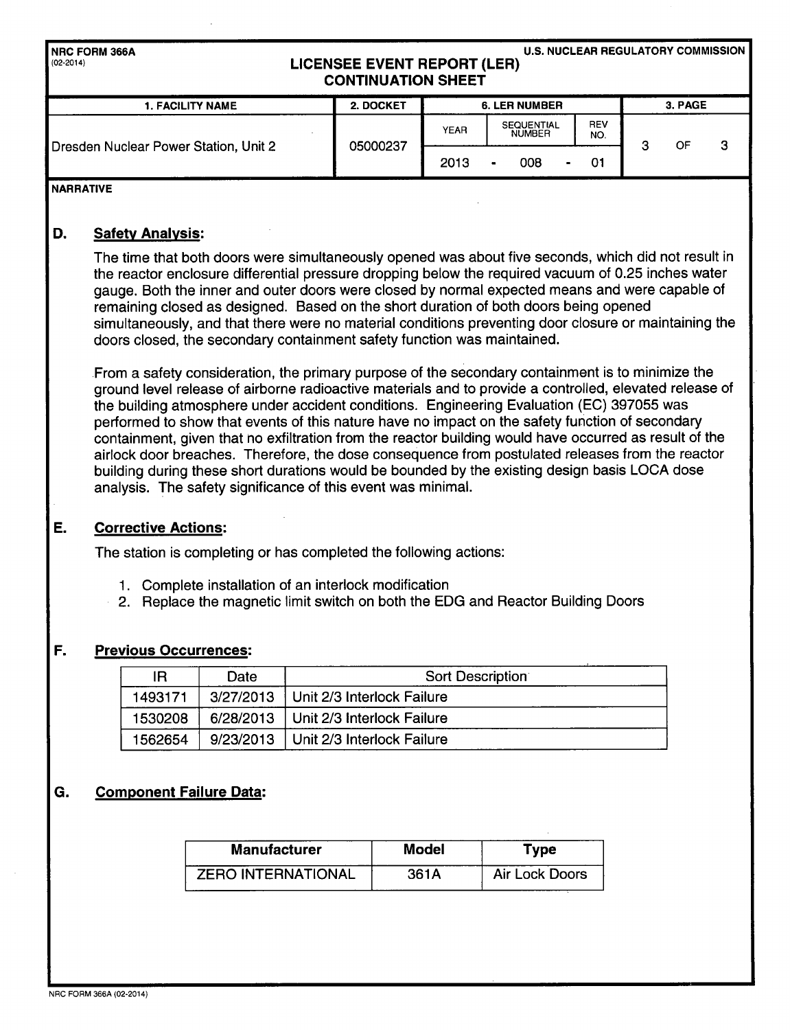NRC FORM 366A (02-2014) U.S. NUCLEAR REGULATORY COMMISSION

**LICENSEE EVENT REPORT (LER) CONTINUATION SHEET**

| 1. FACILITY NAME | 2. DOCKET | 6. LER NUMBER | | | 3. PAGE |
|---|---|---|---|---|---|
| | | YEAR | SEQUENTIAL NUMBER | REV NO. | |
| Dresden Nuclear Power Station, Unit 2 | 05000237 | 2013 | 008 | 01 | 3 OF 3 |

**NARRATIVE**

## D. Safety Analysis:

The time that both doors were simultaneously opened was about five seconds, which did not result in the reactor enclosure differential pressure dropping below the required vacuum of 0.25 inches water gauge. Both the inner and outer doors were closed by normal expected means and were capable of remaining closed as designed. Based on the short duration of both doors being opened simultaneously, and that there were no material conditions preventing door closure or maintaining the doors closed, the secondary containment safety function was maintained.

From a safety consideration, the primary purpose of the secondary containment is to minimize the ground level release of airborne radioactive materials and to provide a controlled, elevated release of the building atmosphere under accident conditions. Engineering Evaluation (EC) 397055 was performed to show that events of this nature have no impact on the safety function of secondary containment, given that no exfiltration from the reactor building would have occurred as result of the airlock door breaches. Therefore, the dose consequence from postulated releases from the reactor building during these short durations would be bounded by the existing design basis LOCA dose analysis. The safety significance of this event was minimal.

## E. Corrective Actions:

The station is completing or has completed the following actions:

1. Complete installation of an interlock modification
2. Replace the magnetic limit switch on both the EDG and Reactor Building Doors

## F. Previous Occurrences:

| IR | Date | Sort Description |
|---|---|---|
| 1493171 | 3/27/2013 | Unit 2/3 Interlock Failure |
| 1530208 | 6/28/2013 | Unit 2/3 Interlock Failure |
| 1562654 | 9/23/2013 | Unit 2/3 Interlock Failure |

## G. Component Failure Data:

| Manufacturer | Model | Type |
|---|---|---|
| ZERO INTERNATIONAL | 361A | Air Lock Doors |